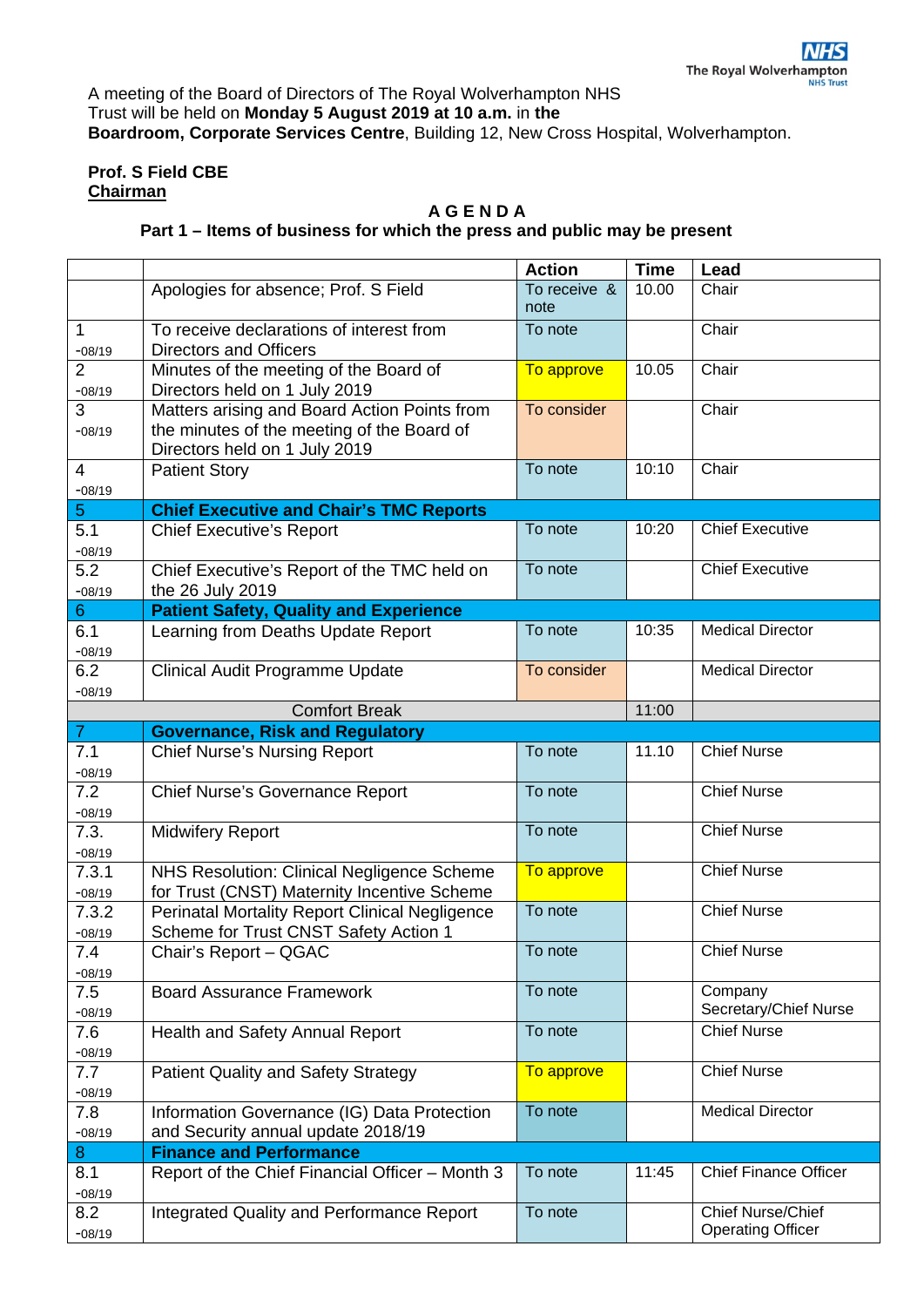A meeting of the Board of Directors of The Royal Wolverhampton NHS Trust will be held on **Monday 5 August 2019 at 10 a.m.** in **the Boardroom, Corporate Services Centre**, Building 12, New Cross Hospital, Wolverhampton.

**Prof. S Field CBE**
**Chairman**

**A G E N D A**

**Part 1 – Items of business for which the press and public may be present**

| | | Action | Time | Lead |
|---|---|---|---|---|
| | Apologies for absence; Prof. S Field | To receive & note | 10.00 | Chair |
| 1 -08/19 | To receive declarations of interest from Directors and Officers | To note | | Chair |
| 2 -08/19 | Minutes of the meeting of the Board of Directors held on 1 July 2019 | To approve | 10.05 | Chair |
| 3 -08/19 | Matters arising and Board Action Points from the minutes of the meeting of the Board of Directors held on 1 July 2019 | To consider | | Chair |
| 4 -08/19 | Patient Story | To note | 10:10 | Chair |
| 5 | **Chief Executive and Chair's TMC Reports** | | | |
| 5.1 -08/19 | Chief Executive's Report | To note | 10:20 | Chief Executive |
| 5.2 -08/19 | Chief Executive's Report of the TMC held on the 26 July 2019 | To note | | Chief Executive |
| 6 | **Patient Safety, Quality and Experience** | | | |
| 6.1 -08/19 | Learning from Deaths Update Report | To note | 10:35 | Medical Director |
| 6.2 -08/19 | Clinical Audit Programme Update | To consider | | Medical Director |
| | Comfort Break | | 11:00 | |
| 7 | **Governance, Risk and Regulatory** | | | |
| 7.1 -08/19 | Chief Nurse's Nursing Report | To note | 11.10 | Chief Nurse |
| 7.2 -08/19 | Chief Nurse's Governance Report | To note | | Chief Nurse |
| 7.3. -08/19 | Midwifery Report | To note | | Chief Nurse |
| 7.3.1 -08/19 | NHS Resolution: Clinical Negligence Scheme for Trust (CNST) Maternity Incentive Scheme | To approve | | Chief Nurse |
| 7.3.2 -08/19 | Perinatal Mortality Report Clinical Negligence Scheme for Trust CNST Safety Action 1 | To note | | Chief Nurse |
| 7.4 -08/19 | Chair's Report – QGAC | To note | | Chief Nurse |
| 7.5 -08/19 | Board Assurance Framework | To note | | Company Secretary/Chief Nurse |
| 7.6 -08/19 | Health and Safety Annual Report | To note | | Chief Nurse |
| 7.7 -08/19 | Patient Quality and Safety Strategy | To approve | | Chief Nurse |
| 7.8 -08/19 | Information Governance (IG) Data Protection and Security annual update 2018/19 | To note | | Medical Director |
| 8 | **Finance and Performance** | | | |
| 8.1 -08/19 | Report of the Chief Financial Officer – Month 3 | To note | 11:45 | Chief Finance Officer |
| 8.2 -08/19 | Integrated Quality and Performance Report | To note | | Chief Nurse/Chief Operating Officer |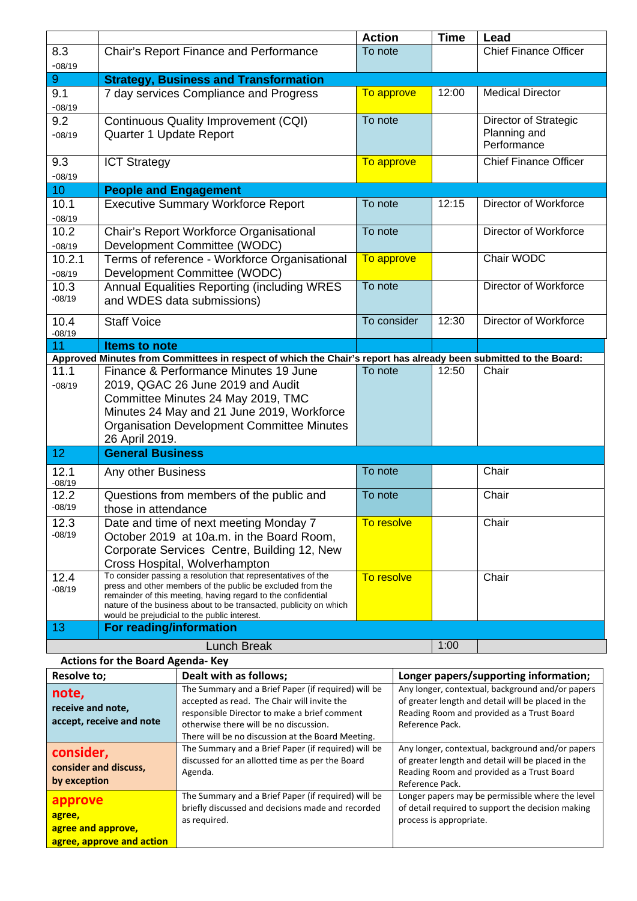| | | Action | Time | Lead |
|---|---|---|---|---|
| 8.3 -08/19 | Chair's Report Finance and Performance | To note | | Chief Finance Officer |
| 9 | **Strategy, Business and Transformation** | | | |
| 9.1 -08/19 | 7 day services Compliance and Progress | To approve | 12:00 | Medical Director |
| 9.2 -08/19 | Continuous Quality Improvement (CQI) Quarter 1 Update Report | To note | | Director of Strategic Planning and Performance |
| 9.3 -08/19 | ICT Strategy | To approve | | Chief Finance Officer |
| 10 | **People and Engagement** | | | |
| 10.1 -08/19 | Executive Summary Workforce Report | To note | 12:15 | Director of Workforce |
| 10.2 -08/19 | Chair's Report Workforce Organisational Development Committee (WODC) | To note | | Director of Workforce |
| 10.2.1 -08/19 | Terms of reference - Workforce Organisational Development Committee (WODC) | To approve | | Chair WODC |
| 10.3 -08/19 | Annual Equalities Reporting (including WRES and WDES data submissions) | To note | | Director of Workforce |
| 10.4 -08/19 | Staff Voice | To consider | 12:30 | Director of Workforce |
| 11 | **Items to note** | | | |
| **Approved Minutes from Committees in respect of which the Chair's report has already been submitted to the Board:** | | | | |
| 11.1 -08/19 | Finance & Performance Minutes 19 June 2019, QGAC 26 June 2019 and Audit Committee Minutes 24 May 2019, TMC Minutes 24 May and 21 June 2019, Workforce Organisation Development Committee Minutes 26 April 2019. | To note | 12:50 | Chair |
| 12 | **General Business** | | | |
| 12.1 -08/19 | Any other Business | To note | | Chair |
| 12.2 -08/19 | Questions from members of the public and those in attendance | To note | | Chair |
| 12.3 -08/19 | Date and time of next meeting Monday 7 October 2019 at 10a.m. in the Board Room, Corporate Services Centre, Building 12, New Cross Hospital, Wolverhampton | To resolve | | Chair |
| 12.4 -08/19 | To consider passing a resolution that representatives of the press and other members of the public be excluded from the remainder of this meeting, having regard to the confidential nature of the business about to be transacted, publicity on which would be prejudicial to the public interest. | To resolve | | Chair |
| 13 | **For reading/information** | | | |
| | Lunch Break | | 1:00 | |

**Actions for the Board Agenda- Key**

| Resolve to; | Dealt with as follows; | Longer papers/supporting information; |
|---|---|---|
| **note,** receive and note, accept, receive and note | The Summary and a Brief Paper (if required) will be accepted as read. The Chair will invite the responsible Director to make a brief comment otherwise there will be no discussion. There will be no discussion at the Board Meeting. | Any longer, contextual, background and/or papers of greater length and detail will be placed in the Reading Room and provided as a Trust Board Reference Pack. |
| **consider,** consider and discuss, by exception | The Summary and a Brief Paper (if required) will be discussed for an allotted time as per the Board Agenda. | Any longer, contextual, background and/or papers of greater length and detail will be placed in the Reading Room and provided as a Trust Board Reference Pack. |
| **approve** agree, agree and approve, agree, approve and action | The Summary and a Brief Paper (if required) will be briefly discussed and decisions made and recorded as required. | Longer papers may be permissible where the level of detail required to support the decision making process is appropriate. |